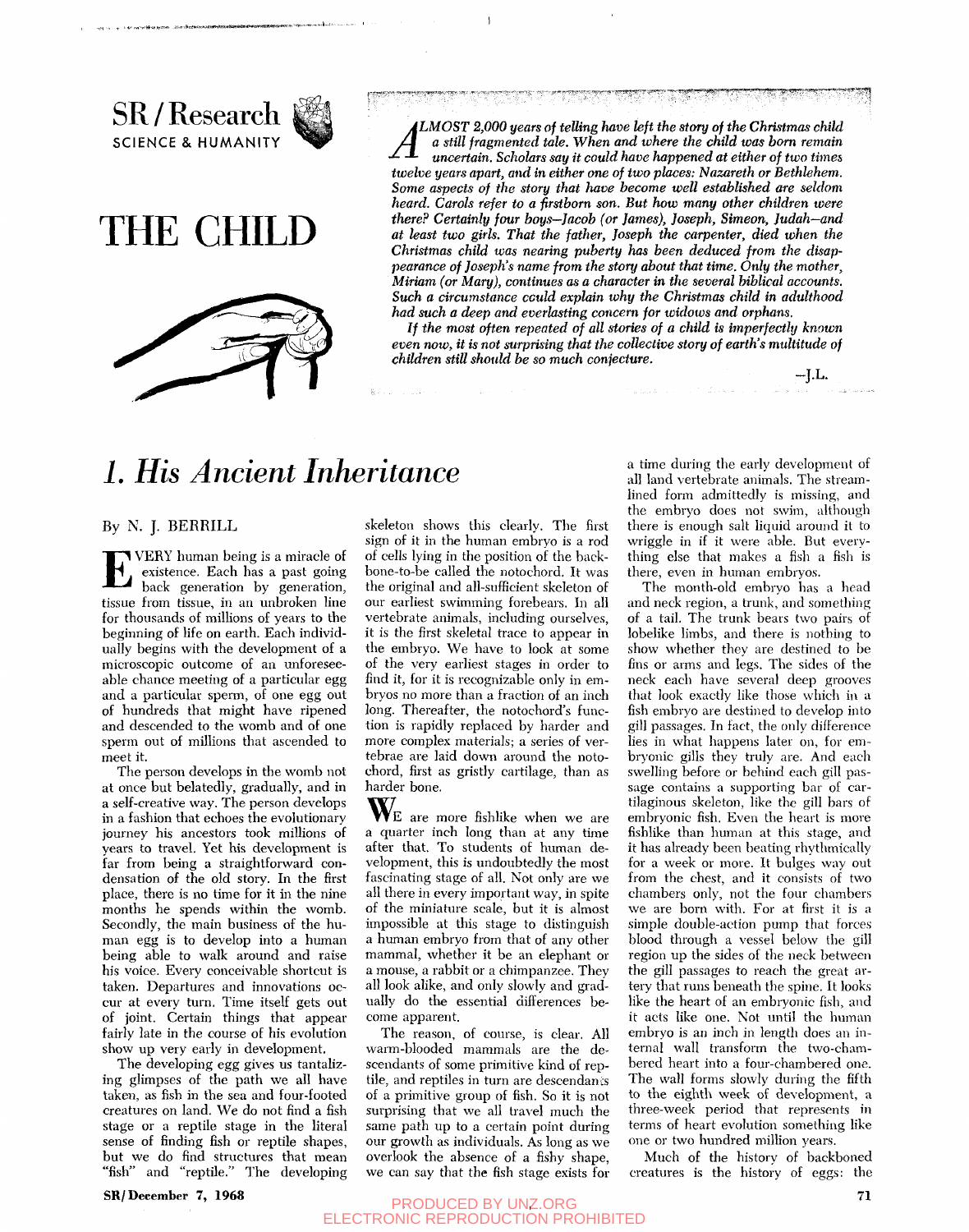# SR / Research

SCIENCE & HUMANITY

# THE CHILD

*ALMOST 2,000 years of telling have left the story of the Christmas child a still fragmented tale. When and where the child was born remain uncertain. Scholars say it could have happened at either of two times twelve years apart, and in either one of two places: Nazareth or Bethlehem. Some aspects of the story that have become well established are seldom heard. Carols refer to a firstborn son. But how many other children were there? Certainly four boys—Jacob (or James), Joseph, Simeon, Judah—and at least two girls. That the father, Joseph the carpenter, died when the Christmas child was nearing puberty has been deduced from the disappearance of Joseph's name from the story about that time. Only the mother, Miriam (or Mary), continues as a character in the several biblical accounts. Such a circumstance could explain why the Christmas child in adulthood had such a deep and everlasting concern for widows and orphans.*

*If the most often repeated of all stories of a child is imperfectly known even now, it is not surprising that the collective story of earth's multitude of children still should be so much conjecture.*

—J.L.

## 1. His Ancient Inheritance

By N. J. BERRILL

EVERY human being is a miracle of existence. Each has a past going back generation by generation, tissue from tissue, in an unbroken line for thousands of millions of years to the beginning of life on earth. Each individually begins with the development of a microscopic outcome of an unforeseeable chance meeting of a particular egg and a particular sperm, of one egg out of hundreds that might have ripened and descended to the womb and of one sperm out of millions that ascended to meet it.

The person develops in the womb not at once but belatedly, gradually, and in a self-creative way. The person develops in a fashion that echoes the evolutionary journey his ancestors took millions of years to travel. Yet his development is far from being a straightforward condensation of the old story. In the first place, there is no time for it in the nine months he spends within the womb. Secondly, the main business of the human egg is to develop into a human being able to walk around and raise his voice. Every conceivable shortcut is taken. Departures and innovations occur at every turn. Time itself gets out of joint. Certain things that appear fairly late in the course of his evolution show up very early in development.

The developing egg gives us tantalizing glimpses of the path we all have taken, as fish in the sea and four-footed creatures on land. We do not find a fish stage or a reptile stage in the literal sense of finding fish or reptile shapes, but we do find structures that mean "fish" and "reptile." The developing skeleton shows this clearly. The first sign of it in the human embryo is a rod of cells lying in the position of the backbone-to-be called the notochord. It was the original and all-sufficient skeleton of our earliest swimming forebears. In all vertebrate animals, including ourselves, it is the first skeletal trace to appear in the embryo. We have to look at some of the very earliest stages in order to find it, for it is recognizable only in embryos no more than a fraction of an inch long. Thereafter, the notochord's function is rapidly replaced by harder and more complex materials; a series of vertebrae are laid down around the notochord, first as gristly cartilage, than as harder bone.

WE are more fishlike when we are a quarter inch long than at any time after that. To students of human development, this is undoubtedly the most fascinating stage of all. Not only are we all there in every important way, in spite of the miniature scale, but it is almost impossible at this stage to distinguish a human embryo from that of any other mammal, whether it be an elephant or a mouse, a rabbit or a chimpanzee. They all look alike, and only slowly and gradually do the essential differences become apparent.

The reason, of course, is clear. All warm-blooded mammals are the descendants of some primitive kind of reptile, and reptiles in turn are descendants of a primitive group of fish. So it is not surprising that we all travel much the same path up to a certain point during our growth as individuals. As long as we overlook the absence of a fishy shape, we can say that the fish stage exists for a time during the early development of all land vertebrate animals. The streamlined form admittedly is missing, and the embryo does not swim, although there is enough salt liquid around it to wriggle in if it were able. But everything else that makes a fish a fish is there, even in human embryos.

The month-old embryo has a head and neck region, a trunk, and something of a tail. The trunk bears two pairs of lobelike limbs, and there is nothing to show whether they are destined to be fins or arms and legs. The sides of the neck each have several deep grooves that look exactly like those which in a fish embryo are destined to develop into gill passages. In fact, the only difference lies in what happens later on, for embryonic gills they truly are. And each swelling before or behind each gill passage contains a supporting bar of cartilaginous skeleton, like the gill bars of embryonic fish. Even the heart is more fishlike than human at this stage, and it has already been beating rhythmically for a week or more. It bulges way out from the chest, and it consists of two chambers only, not the four chambers we are born with. For at first it is a simple double-action pump that forces blood through a vessel below the gill region up the sides of the neck between the gill passages to reach the great artery that runs beneath the spine. It looks like the heart of an embryonic fish, and it acts like one. Not until the human embryo is an inch in length does an internal wall transform the two-chambered heart into a four-chambered one. The wall forms slowly during the fifth to the eighth week of development, a three-week period that represents in terms of heart evolution something like one or two hundred million years.

Much of the history of backboned creatures is the history of eggs: the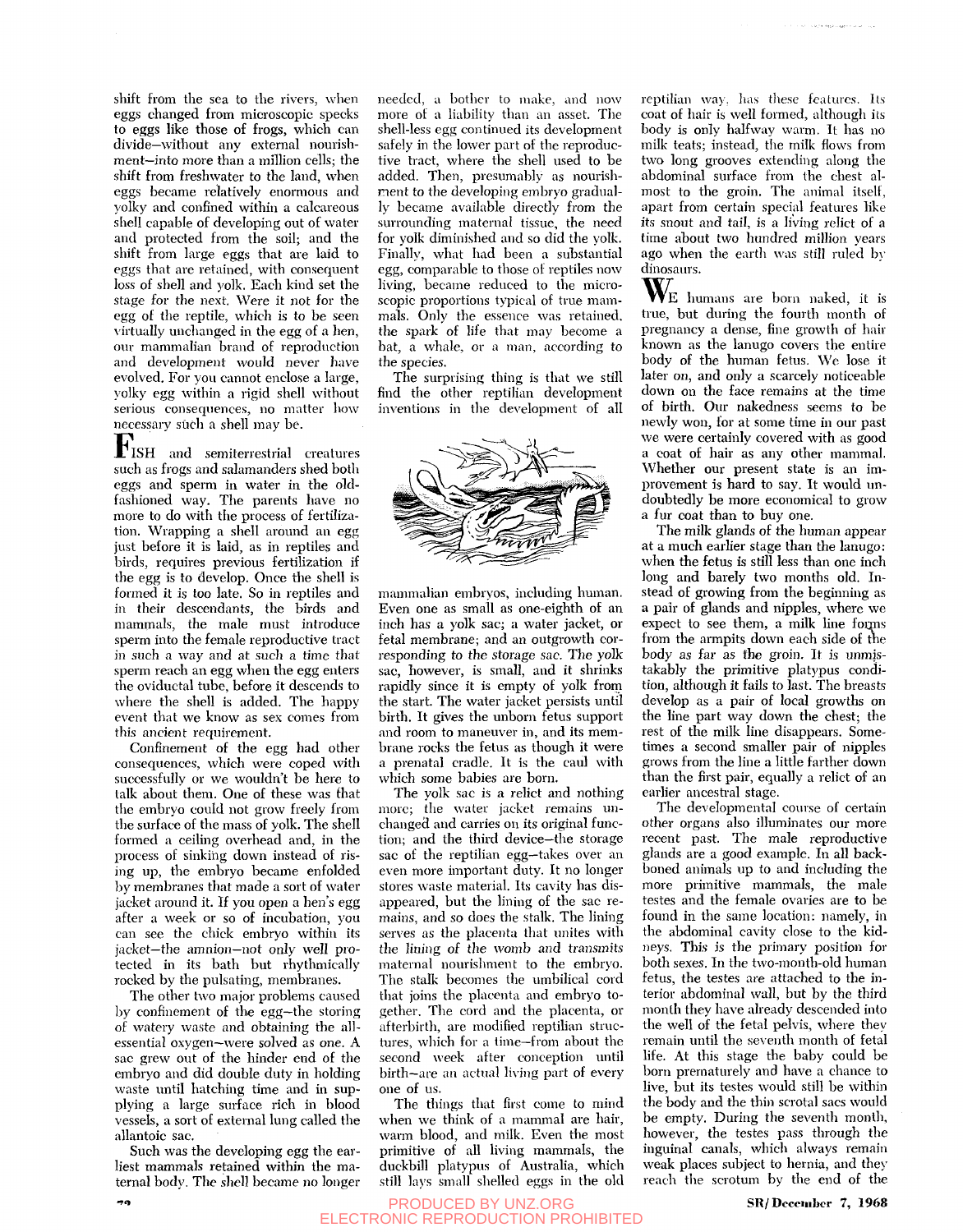shift from the sea to the rivers, when eggs changed from microscopic specks to eggs like those of frogs, which can divide—without any external nourishment—into more than a million cells; the shift from freshwater to the land, when eggs became relatively enormous and yolky and confined within a calcareous shell capable of developing out of water and protected from the soil; and the shift from large eggs that are laid to eggs that are retained, with consequent loss of shell and yolk. Each kind set the stage for the next. Were it not for the egg of the reptile, which is to be seen virtually unchanged in the egg of a hen, our mammalian brand of reproduction and development would never have evolved. For you cannot enclose a large, yolky egg within a rigid shell without serious consequences, no matter how necessary such a shell may be.

FISH and semiterrestrial creatures such as frogs and salamanders shed both eggs and sperm in water in the old-fashioned way. The parents have no more to do with the process of fertilization. Wrapping a shell around an egg just before it is laid, as in reptiles and birds, requires previous fertilization if the egg is to develop. Once the shell is formed it is too late. So in reptiles and in their descendants, the birds and mammals, the male must introduce sperm into the female reproductive tract in such a way and at such a time that sperm reach an egg when the egg enters the oviductal tube, before it descends to where the shell is added. The happy event that we know as sex comes from this ancient requirement.

Confinement of the egg had other consequences, which were coped with successfully or we wouldn't be here to talk about them. One of these was that the embryo could not grow freely from the surface of the mass of yolk. The shell formed a ceiling overhead and, in the process of sinking down instead of rising up, the embryo became enfolded by membranes that made a sort of water jacket around it. If you open a hen's egg after a week or so of incubation, you can see the chick embryo within its jacket—the amnion—not only well protected in its bath but rhythmically rocked by the pulsating membranes.

The other two major problems caused by confinement of the egg—the storing of watery waste and obtaining the all-essential oxygen—were solved as one. A sac grew out of the hinder end of the embryo and did double duty in holding waste until hatching time and in supplying a large surface rich in blood vessels, a sort of external lung called the allantoic sac.

Such was the developing egg the earliest mammals retained within the maternal body. The shell became no longer needed, a bother to make, and now more of a liability than an asset. The shell-less egg continued its development safely in the lower part of the reproductive tract, where the shell used to be added. Then, presumably as nourishment to the developing embryo gradually became available directly from the surrounding maternal tissue, the need for yolk diminished and so did the yolk. Finally, what had been a substantial egg, comparable to those of reptiles now living, became reduced to the microscopic proportions typical of true mammals. Only the essence was retained, the spark of life that may become a bat, a whale, or a man, according to the species.

The surprising thing is that we still find the other reptilian development inventions in the development of all mammalian embryos, including human. Even one as small as one-eighth of an inch has a yolk sac; a water jacket, or fetal membrane; and an outgrowth corresponding to the storage sac. The yolk sac, however, is small, and it shrinks rapidly since it is empty of yolk from the start. The water jacket persists until birth. It gives the unborn fetus support and room to maneuver in, and its membrane rocks the fetus as though it were a prenatal cradle. It is the caul with which some babies are born.

The yolk sac is a relict and nothing more; the water jacket remains unchanged and carries on its original function; and the third device—the storage sac of the reptilian egg—takes over an even more important duty. It no longer stores waste material. Its cavity has disappeared, but the lining of the sac remains, and so does the stalk. The lining serves as the placenta that unites with the lining of the womb and transmits maternal nourishment to the embryo. The stalk becomes the umbilical cord that joins the placenta and embryo together. The cord and the placenta, or afterbirth, are modified reptilian structures, which for a time—from about the second week after conception until birth—are an actual living part of every one of us.

The things that first come to mind when we think of a mammal are hair, warm blood, and milk. Even the most primitive of all living mammals, the duckbill platypus of Australia, which still lays small shelled eggs in the old reptilian way, has these features. Its coat of hair is well formed, although its body is only halfway warm. It has no milk teats; instead, the milk flows from two long grooves extending along the abdominal surface from the chest almost to the groin. The animal itself, apart from certain special features like its snout and tail, is a living relict of a time about two hundred million years ago when the earth was still ruled by dinosaurs.

WE humans are born naked, it is true, but during the fourth month of pregnancy a dense, fine growth of hair known as the lanugo covers the entire body of the human fetus. We lose it later on, and only a scarcely noticeable down on the face remains at the time of birth. Our nakedness seems to be newly won, for at some time in our past we were certainly covered with as good a coat of hair as any other mammal. Whether our present state is an improvement is hard to say. It would undoubtedly be more economical to grow a fur coat than to buy one.

The milk glands of the human appear at a much earlier stage than the lanugo: when the fetus is still less than one inch long and barely two months old. Instead of growing from the beginning as a pair of glands and nipples, where we expect to see them, a milk line forms from the armpits down each side of the body as far as the groin. It is unmistakably the primitive platypus condition, although it fails to last. The breasts develop as a pair of local growths on the line part way down the chest; the rest of the milk line disappears. Sometimes a second smaller pair of nipples grows from the line a little farther down than the first pair, equally a relict of an earlier ancestral stage.

The developmental course of certain other organs also illuminates our more recent past. The male reproductive glands are a good example. In all backboned animals up to and including the more primitive mammals, the male testes and the female ovaries are to be found in the same location: namely, in the abdominal cavity close to the kidneys. This is the primary position for both sexes. In the two-month-old human fetus, the testes are attached to the interior abdominal wall, but by the third month they have already descended into the well of the fetal pelvis, where they remain until the seventh month of fetal life. At this stage the baby could be born prematurely and have a chance to live, but its testes would still be within the body and the thin scrotal sacs would be empty. During the seventh month, however, the testes pass through the inguinal canals, which always remain weak places subject to hernia, and they reach the scrotum by the end of the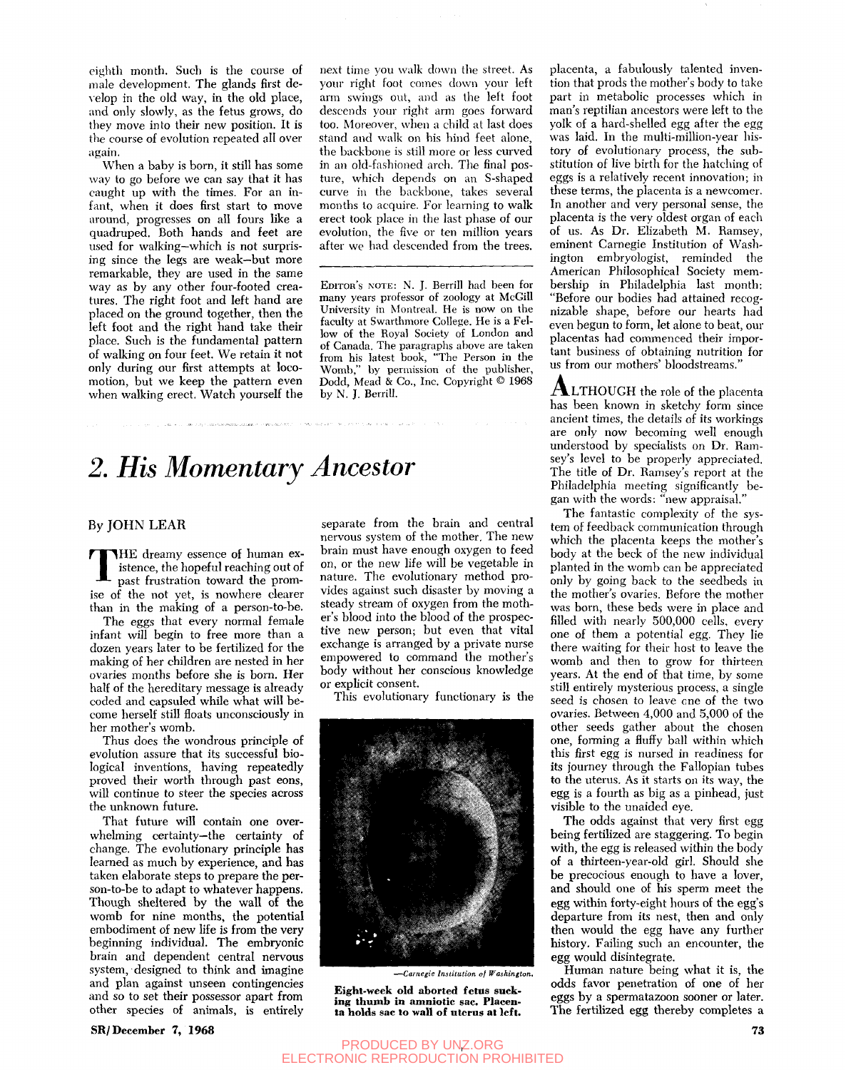eighth month. Such is the course of male development. The glands first develop in the old way, in the old place, and only slowly, as the fetus grows, do they move into their new position. It is the course of evolution repeated all over again.

When a baby is born, it still has some way to go before we can say that it has caught up with the times. For an infant, when it does first start to move around, progresses on all fours like a quadruped. Both hands and feet are used for walking—which is not surprising since the legs are weak—but more remarkable, they are used in the same way as by any other four-footed creatures. The right foot and left hand are placed on the ground together, then the left foot and the right hand take their place. Such is the fundamental pattern of walking on four feet. We retain it not only during our first attempts at locomotion, but we keep the pattern even when walking erect. Watch yourself the next time you walk down the street. As your right foot comes down your left arm swings out, and as the left foot descends your right arm goes forward too. Moreover, when a child at last does stand and walk on his hind feet alone, the backbone is still more or less curved in an old-fashioned arch. The final posture, which depends on an S-shaped curve in the backbone, takes several months to acquire. For learning to walk erect took place in the last phase of our evolution, the five or ten million years after we had descended from the trees.

EDITOR'S NOTE: N. J. Berrill had been for many years professor of zoology at McGill University in Montreal. He is now on the faculty at Swarthmore College. He is a Fellow of the Royal Society of London and of Canada. The paragraphs above are taken from his latest book, "The Person in the Womb," by permission of the publisher, Dodd, Mead & Co., Inc. Copyright © 1968 by N. J. Berrill.

# 2. His Momentary Ancestor

By JOHN LEAR

THE dreamy essence of human existence, the hopeful reaching out of past frustration toward the promise of the not yet, is nowhere clearer than in the making of a person-to-be.

The eggs that every normal female infant will begin to free more than a dozen years later to be fertilized for the making of her children are nested in her ovaries months before she is born. Her half of the hereditary message is already coded and capsuled while what will become herself still floats unconsciously in her mother's womb.

Thus does the wondrous principle of evolution assure that its successful biological inventions, having repeatedly proved their worth through past eons, will continue to steer the species across the unknown future.

That future will contain one overwhelming certainty—the certainty of change. The evolutionary principle has learned as much by experience, and has taken elaborate steps to prepare the person-to-be to adapt to whatever happens. Though sheltered by the wall of the womb for nine months, the potential embodiment of new life is from the very beginning individual. The embryonic brain and dependent central nervous system, designed to think and imagine and plan against unseen contingencies and so to set their possessor apart from other species of animals, is entirely separate from the brain and central nervous system of the mother. The new brain must have enough oxygen to feed on, or the new life will be vegetable in nature. The evolutionary method provides against such disaster by moving a steady stream of oxygen from the mother's blood into the blood of the prospective new person; but even that vital exchange is arranged by a private nurse empowered to command the mother's body without her conscious knowledge or explicit consent.

This evolutionary functionary is the placenta, a fabulously talented invention that prods the mother's body to take part in metabolic processes which in man's reptilian ancestors were left to the yolk of a hard-shelled egg after the egg was laid. In the multi-million-year history of evolutionary process, the substitution of live birth for the hatching of eggs is a relatively recent innovation; in these terms, the placenta is a newcomer. In another and very personal sense, the placenta is the very oldest organ of each of us. As Dr. Elizabeth M. Ramsey, eminent Carnegie Institution of Washington embryologist, reminded the American Philosophical Society membership in Philadelphia last month: "Before our bodies had attained recognizable shape, before our hearts had even begun to form, let alone to beat, our placentas had commenced their important business of obtaining nutrition for us from our mothers' bloodstreams."

—*Carnegie Institution of Washington.*

**Eight-week old aborted fetus sucking thumb in amniotic sac. Placenta holds sac to wall of uterus at left.**

ALTHOUGH the role of the placenta has been known in sketchy form since ancient times, the details of its workings are only now becoming well enough understood by specialists on Dr. Ramsey's level to be properly appreciated. The title of Dr. Ramsey's report at the Philadelphia meeting significantly began with the words: "new appraisal."

The fantastic complexity of the system of feedback communication through which the placenta keeps the mother's body at the beck of the new individual planted in the womb can be appreciated only by going back to the seedbeds in the mother's ovaries. Before the mother was born, these beds were in place and filled with nearly 500,000 cells, every one of them a potential egg. They lie there waiting for their host to leave the womb and then to grow for thirteen years. At the end of that time, by some still entirely mysterious process, a single seed is chosen to leave one of the two ovaries. Between 4,000 and 5,000 of the other seeds gather about the chosen one, forming a fluffy ball within which this first egg is nursed in readiness for its journey through the Fallopian tubes to the uterus. As it starts on its way, the egg is a fourth as big as a pinhead, just visible to the unaided eye.

The odds against that very first egg being fertilized are staggering. To begin with, the egg is released within the body of a thirteen-year-old girl. Should she be precocious enough to have a lover, and should one of his sperm meet the egg within forty-eight hours of the egg's departure from its nest, then and only then would the egg have any further history. Failing such an encounter, the egg would disintegrate.

Human nature being what it is, the odds favor penetration of one of her eggs by a spermatazoon sooner or later. The fertilized egg thereby completes a